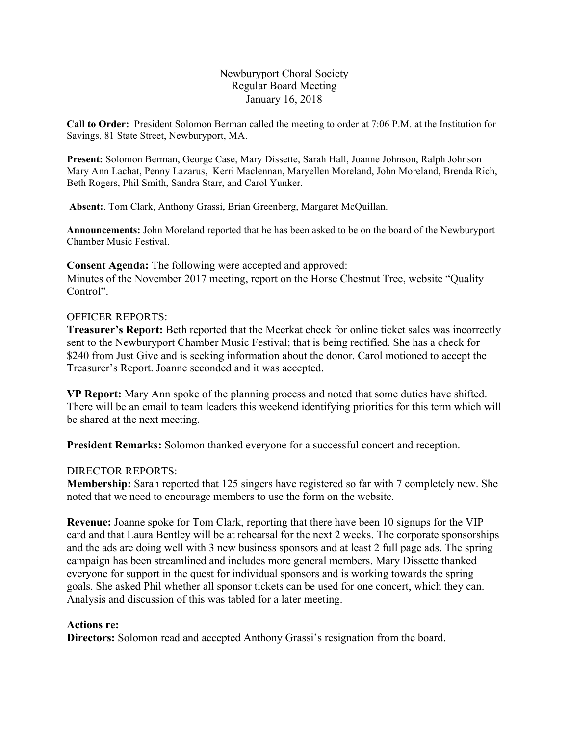# Newburyport Choral Society
## Regular Board Meeting
### January 16, 2018

**Call to Order:** President Solomon Berman called the meeting to order at 7:06 P.M. at the Institution for Savings, 81 State Street, Newburyport, MA.

**Present:** Solomon Berman, George Case, Mary Dissette, Sarah Hall, Joanne Johnson, Ralph Johnson Mary Ann Lachat, Penny Lazarus, Kerri Maclennan, Maryellen Moreland, John Moreland, Brenda Rich, Beth Rogers, Phil Smith, Sandra Starr, and Carol Yunker.

**Absent:**. Tom Clark, Anthony Grassi, Brian Greenberg, Margaret McQuillan.

**Announcements:** John Moreland reported that he has been asked to be on the board of the Newburyport Chamber Music Festival.

**Consent Agenda:** The following were accepted and approved:
Minutes of the November 2017 meeting, report on the Horse Chestnut Tree, website "Quality Control".

OFFICER REPORTS:

**Treasurer's Report:** Beth reported that the Meerkat check for online ticket sales was incorrectly sent to the Newburyport Chamber Music Festival; that is being rectified. She has a check for $240 from Just Give and is seeking information about the donor. Carol motioned to accept the Treasurer's Report. Joanne seconded and it was accepted.

**VP Report:** Mary Ann spoke of the planning process and noted that some duties have shifted. There will be an email to team leaders this weekend identifying priorities for this term which will be shared at the next meeting.

**President Remarks:** Solomon thanked everyone for a successful concert and reception.

DIRECTOR REPORTS:

**Membership:** Sarah reported that 125 singers have registered so far with 7 completely new. She noted that we need to encourage members to use the form on the website.

**Revenue:** Joanne spoke for Tom Clark, reporting that there have been 10 signups for the VIP card and that Laura Bentley will be at rehearsal for the next 2 weeks. The corporate sponsorships and the ads are doing well with 3 new business sponsors and at least 2 full page ads. The spring campaign has been streamlined and includes more general members. Mary Dissette thanked everyone for support in the quest for individual sponsors and is working towards the spring goals. She asked Phil whether all sponsor tickets can be used for one concert, which they can. Analysis and discussion of this was tabled for a later meeting.

**Actions re:**

**Directors:** Solomon read and accepted Anthony Grassi's resignation from the board.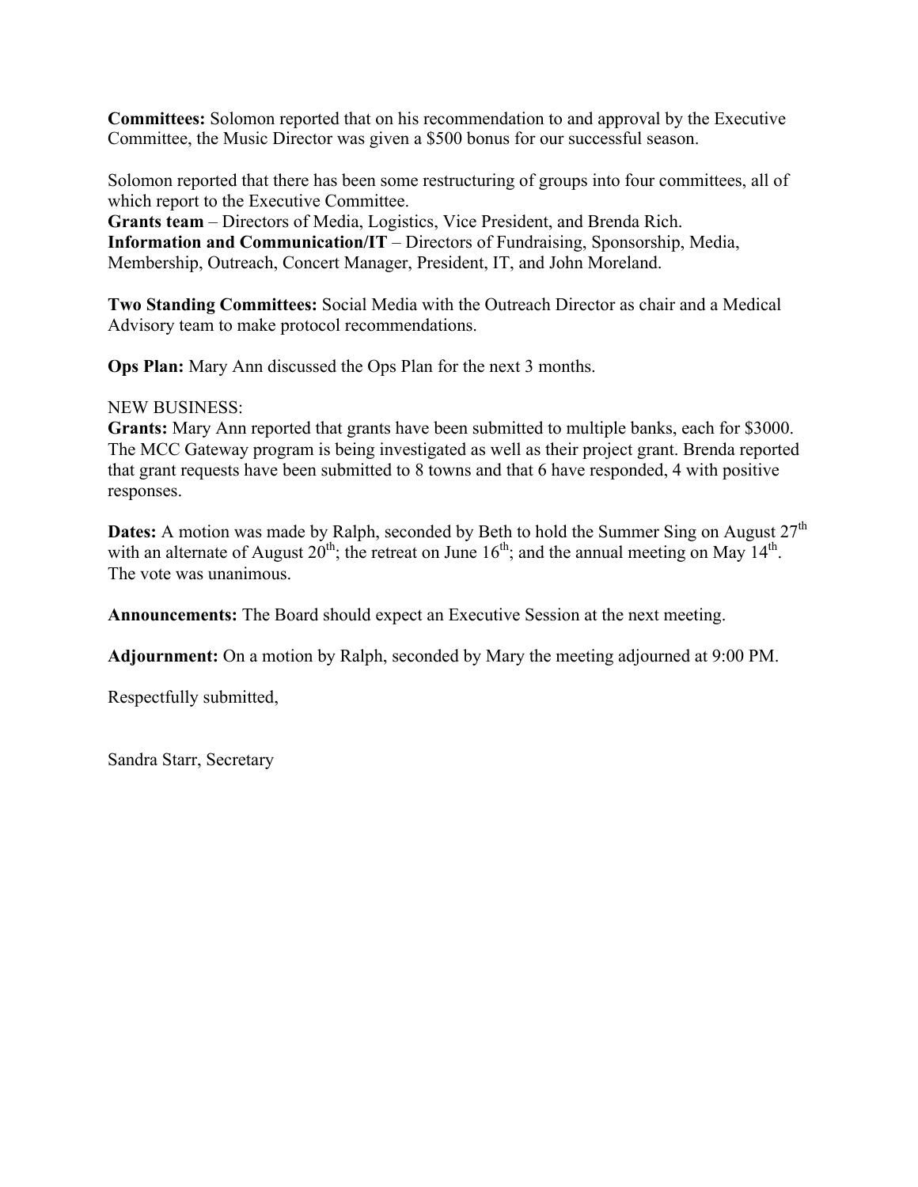**Committees:** Solomon reported that on his recommendation to and approval by the Executive Committee, the Music Director was given a $500 bonus for our successful season.

Solomon reported that there has been some restructuring of groups into four committees, all of which report to the Executive Committee.
**Grants team** – Directors of Media, Logistics, Vice President, and Brenda Rich.
**Information and Communication/IT** – Directors of Fundraising, Sponsorship, Media, Membership, Outreach, Concert Manager, President, IT, and John Moreland.

**Two Standing Committees:** Social Media with the Outreach Director as chair and a Medical Advisory team to make protocol recommendations.

**Ops Plan:** Mary Ann discussed the Ops Plan for the next 3 months.

NEW BUSINESS:
**Grants:** Mary Ann reported that grants have been submitted to multiple banks, each for $3000. The MCC Gateway program is being investigated as well as their project grant. Brenda reported that grant requests have been submitted to 8 towns and that 6 have responded, 4 with positive responses.

**Dates:** A motion was made by Ralph, seconded by Beth to hold the Summer Sing on August 27th with an alternate of August 20th; the retreat on June 16th; and the annual meeting on May 14th. The vote was unanimous.

**Announcements:** The Board should expect an Executive Session at the next meeting.

**Adjournment:** On a motion by Ralph, seconded by Mary the meeting adjourned at 9:00 PM.

Respectfully submitted,

Sandra Starr, Secretary